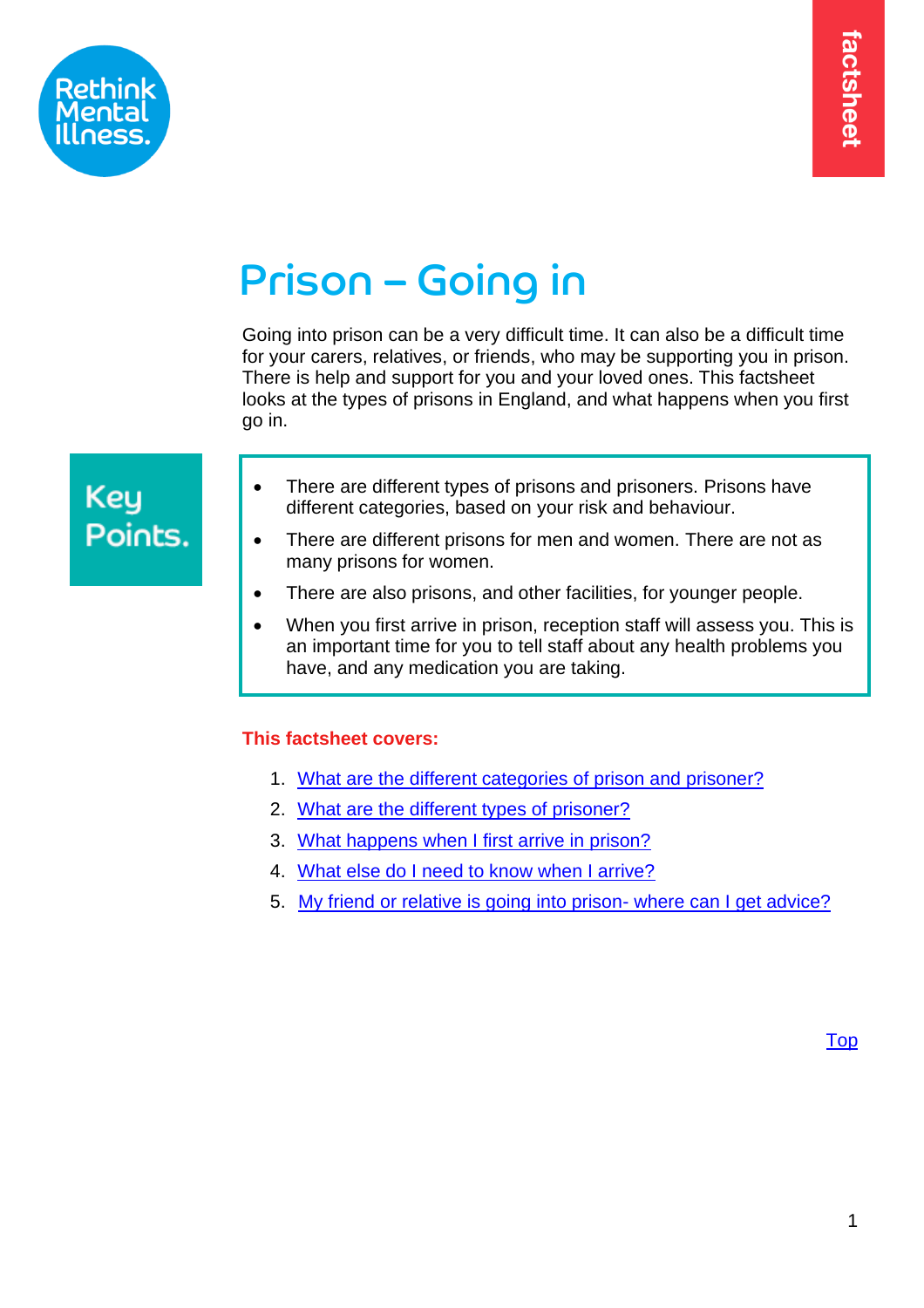Rethink Mental Illness.

factsheet

# Prison – Going in

Going into prison can be a very difficult time. It can also be a difficult time for your carers, relatives, or friends, who may be supporting you in prison. There is help and support for you and your loved ones. This factsheet looks at the types of prisons in England, and what happens when you first go in.

## Key Points.

- There are different types of prisons and prisoners. Prisons have different categories, based on your risk and behaviour.
- There are different prisons for men and women. There are not as many prisons for women.
- There are also prisons, and other facilities, for younger people.
- When you first arrive in prison, reception staff will assess you. This is an important time for you to tell staff about any health problems you have, and any medication you are taking.

**This factsheet covers:**

1. What are the different categories of prison and prisoner?
2. What are the different types of prisoner?
3. What happens when I first arrive in prison?
4. What else do I need to know when I arrive?
5. My friend or relative is going into prison- where can I get advice?

Top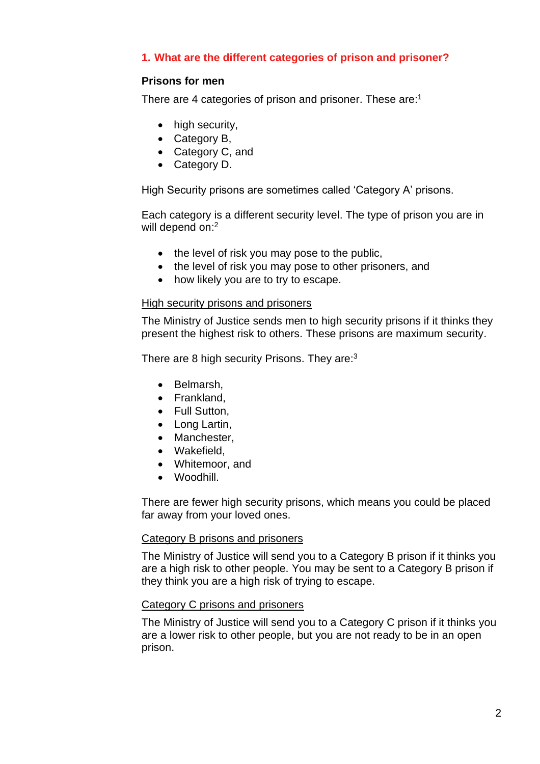## 1. What are the different categories of prison and prisoner?

### Prisons for men

There are 4 categories of prison and prisoner. These are:[1]

- high security,
- Category B,
- Category C, and
- Category D.

High Security prisons are sometimes called 'Category A' prisons.

Each category is a different security level. The type of prison you are in will depend on:[2]

- the level of risk you may pose to the public,
- the level of risk you may pose to other prisoners, and
- how likely you are to try to escape.

#### High security prisons and prisoners

The Ministry of Justice sends men to high security prisons if it thinks they present the highest risk to others. These prisons are maximum security.

There are 8 high security Prisons. They are:[3]

- Belmarsh,
- Frankland,
- Full Sutton,
- Long Lartin,
- Manchester,
- Wakefield,
- Whitemoor, and
- Woodhill.

There are fewer high security prisons, which means you could be placed far away from your loved ones.

#### Category B prisons and prisoners

The Ministry of Justice will send you to a Category B prison if it thinks you are a high risk to other people. You may be sent to a Category B prison if they think you are a high risk of trying to escape.

#### Category C prisons and prisoners

The Ministry of Justice will send you to a Category C prison if it thinks you are a lower risk to other people, but you are not ready to be in an open prison.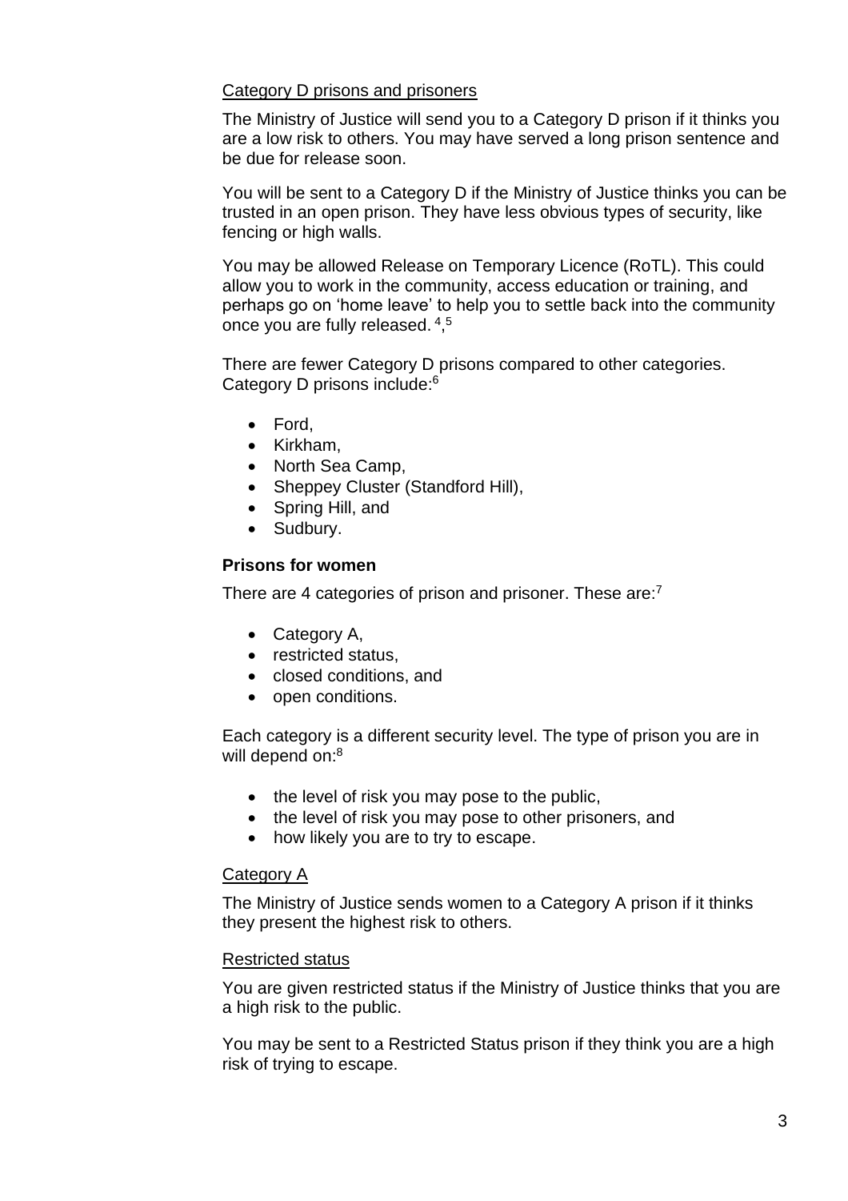Category D prisons and prisoners

The Ministry of Justice will send you to a Category D prison if it thinks you are a low risk to others. You may have served a long prison sentence and be due for release soon.

You will be sent to a Category D if the Ministry of Justice thinks you can be trusted in an open prison. They have less obvious types of security, like fencing or high walls.

You may be allowed Release on Temporary Licence (RoTL). This could allow you to work in the community, access education or training, and perhaps go on 'home leave' to help you to settle back into the community once you are fully released.[4,5]

There are fewer Category D prisons compared to other categories. Category D prisons include:[6]

- Ford,
- Kirkham,
- North Sea Camp,
- Sheppey Cluster (Standford Hill),
- Spring Hill, and
- Sudbury.

### Prisons for women

There are 4 categories of prison and prisoner. These are:[7]

- Category A,
- restricted status,
- closed conditions, and
- open conditions.

Each category is a different security level. The type of prison you are in will depend on:[8]

- the level of risk you may pose to the public,
- the level of risk you may pose to other prisoners, and
- how likely you are to try to escape.

Category A

The Ministry of Justice sends women to a Category A prison if it thinks they present the highest risk to others.

Restricted status

You are given restricted status if the Ministry of Justice thinks that you are a high risk to the public.

You may be sent to a Restricted Status prison if they think you are a high risk of trying to escape.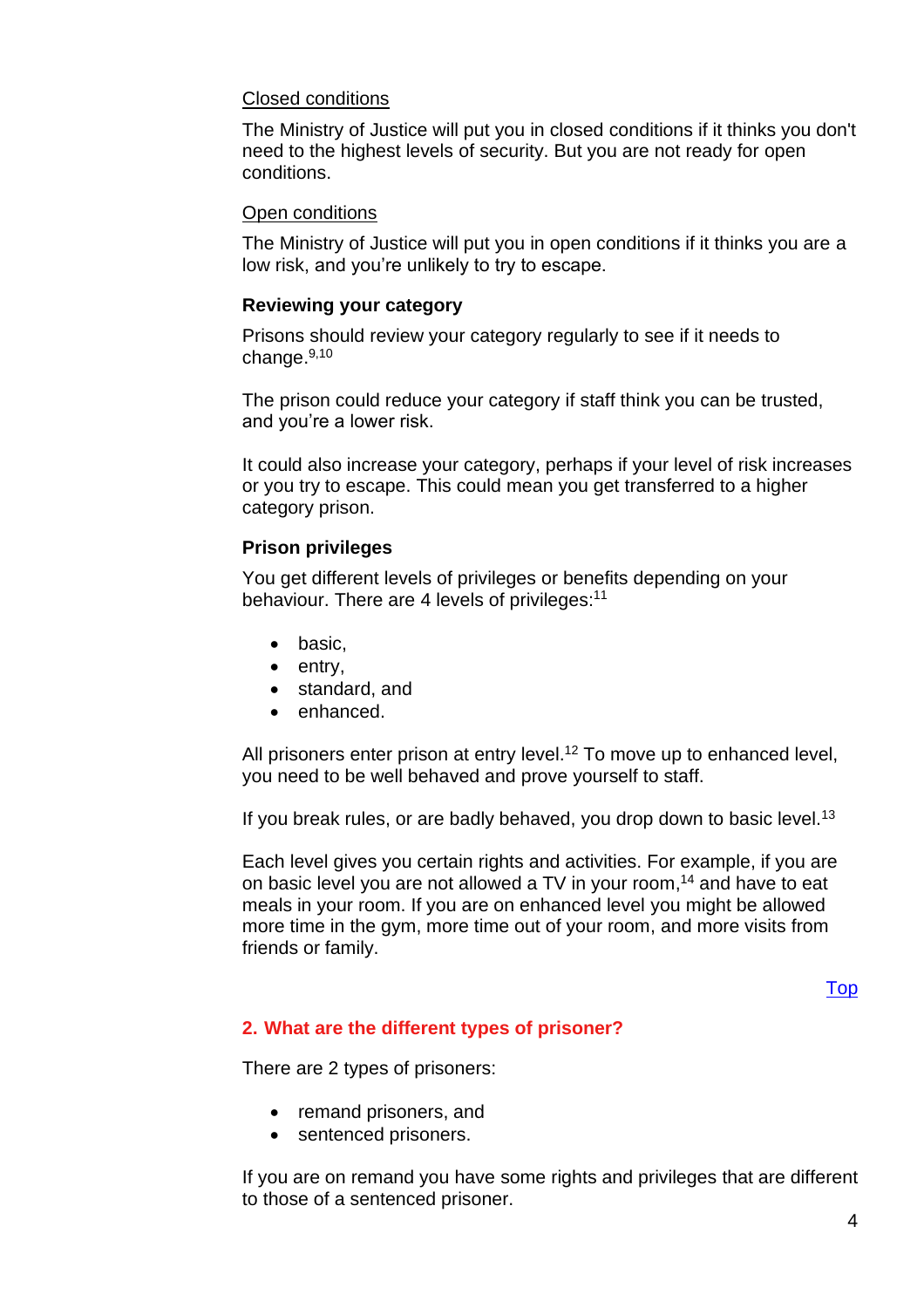Closed conditions

The Ministry of Justice will put you in closed conditions if it thinks you don't need to the highest levels of security. But you are not ready for open conditions.

Open conditions

The Ministry of Justice will put you in open conditions if it thinks you are a low risk, and you're unlikely to try to escape.

### Reviewing your category

Prisons should review your category regularly to see if it needs to change.[9,10]

The prison could reduce your category if staff think you can be trusted, and you're a lower risk.

It could also increase your category, perhaps if your level of risk increases or you try to escape. This could mean you get transferred to a higher category prison.

### Prison privileges

You get different levels of privileges or benefits depending on your behaviour. There are 4 levels of privileges:[11]

- basic,
- entry,
- standard, and
- enhanced.

All prisoners enter prison at entry level.[12] To move up to enhanced level, you need to be well behaved and prove yourself to staff.

If you break rules, or are badly behaved, you drop down to basic level.[13]

Each level gives you certain rights and activities. For example, if you are on basic level you are not allowed a TV in your room,[14] and have to eat meals in your room. If you are on enhanced level you might be allowed more time in the gym, more time out of your room, and more visits from friends or family.

Top

## 2. What are the different types of prisoner?

There are 2 types of prisoners:

- remand prisoners, and
- sentenced prisoners.

If you are on remand you have some rights and privileges that are different to those of a sentenced prisoner.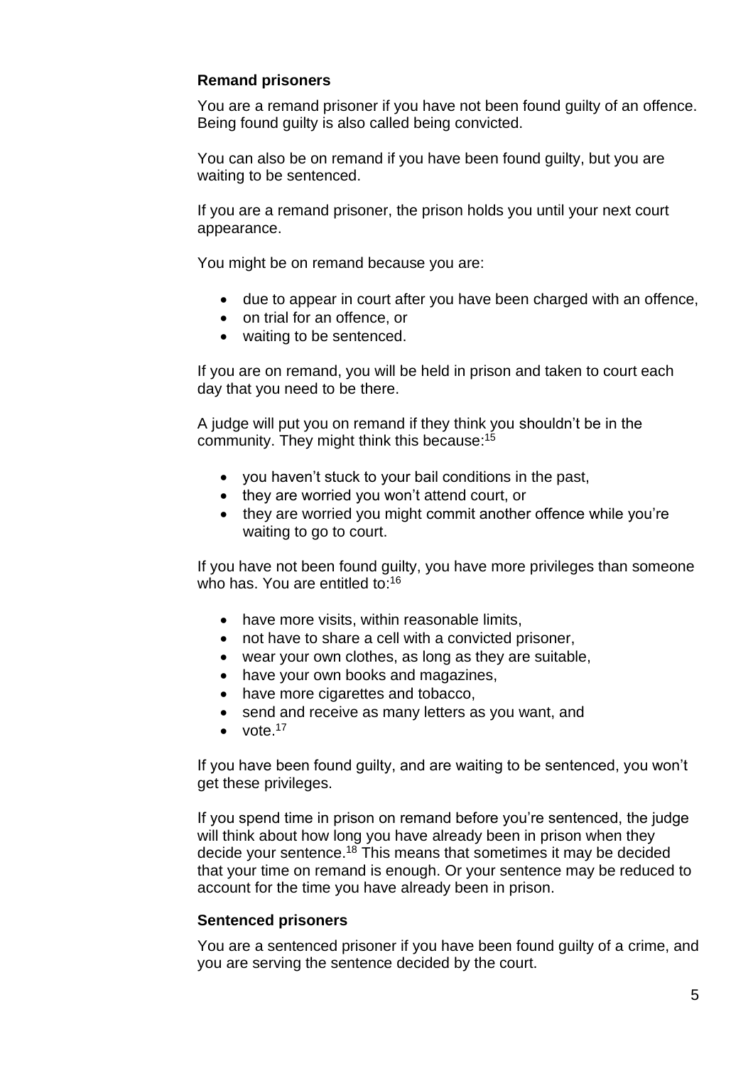### Remand prisoners

You are a remand prisoner if you have not been found guilty of an offence. Being found guilty is also called being convicted.

You can also be on remand if you have been found guilty, but you are waiting to be sentenced.

If you are a remand prisoner, the prison holds you until your next court appearance.

You might be on remand because you are:

- due to appear in court after you have been charged with an offence,
- on trial for an offence, or
- waiting to be sentenced.

If you are on remand, you will be held in prison and taken to court each day that you need to be there.

A judge will put you on remand if they think you shouldn't be in the community. They might think this because:[15]

- you haven't stuck to your bail conditions in the past,
- they are worried you won't attend court, or
- they are worried you might commit another offence while you're waiting to go to court.

If you have not been found guilty, you have more privileges than someone who has. You are entitled to:[16]

- have more visits, within reasonable limits,
- not have to share a cell with a convicted prisoner,
- wear your own clothes, as long as they are suitable,
- have your own books and magazines,
- have more cigarettes and tobacco,
- send and receive as many letters as you want, and
- vote.[17]

If you have been found guilty, and are waiting to be sentenced, you won't get these privileges.

If you spend time in prison on remand before you're sentenced, the judge will think about how long you have already been in prison when they decide your sentence.[18] This means that sometimes it may be decided that your time on remand is enough. Or your sentence may be reduced to account for the time you have already been in prison.

### Sentenced prisoners

You are a sentenced prisoner if you have been found guilty of a crime, and you are serving the sentence decided by the court.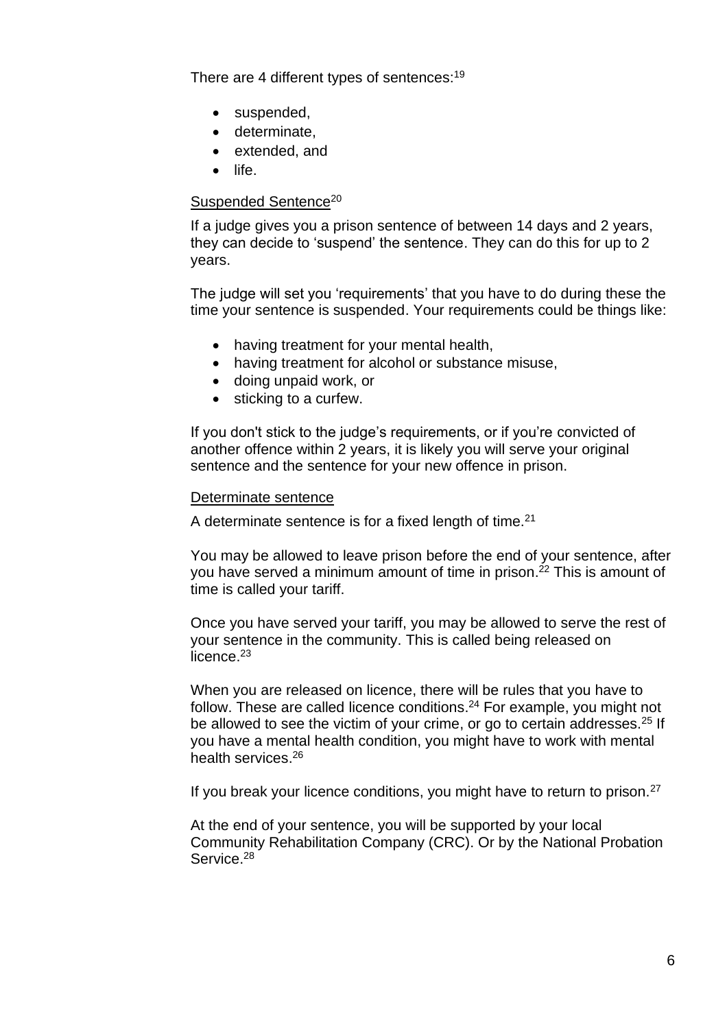There are 4 different types of sentences:[19]

- suspended,
- determinate,
- extended, and
- life.

Suspended Sentence[20]

If a judge gives you a prison sentence of between 14 days and 2 years, they can decide to 'suspend' the sentence. They can do this for up to 2 years.

The judge will set you 'requirements' that you have to do during these the time your sentence is suspended. Your requirements could be things like:

- having treatment for your mental health,
- having treatment for alcohol or substance misuse,
- doing unpaid work, or
- sticking to a curfew.

If you don't stick to the judge's requirements, or if you're convicted of another offence within 2 years, it is likely you will serve your original sentence and the sentence for your new offence in prison.

Determinate sentence

A determinate sentence is for a fixed length of time.[21]

You may be allowed to leave prison before the end of your sentence, after you have served a minimum amount of time in prison.[22] This is amount of time is called your tariff.

Once you have served your tariff, you may be allowed to serve the rest of your sentence in the community. This is called being released on licence.[23]

When you are released on licence, there will be rules that you have to follow. These are called licence conditions.[24] For example, you might not be allowed to see the victim of your crime, or go to certain addresses.[25] If you have a mental health condition, you might have to work with mental health services.[26]

If you break your licence conditions, you might have to return to prison.[27]

At the end of your sentence, you will be supported by your local Community Rehabilitation Company (CRC). Or by the National Probation Service.[28]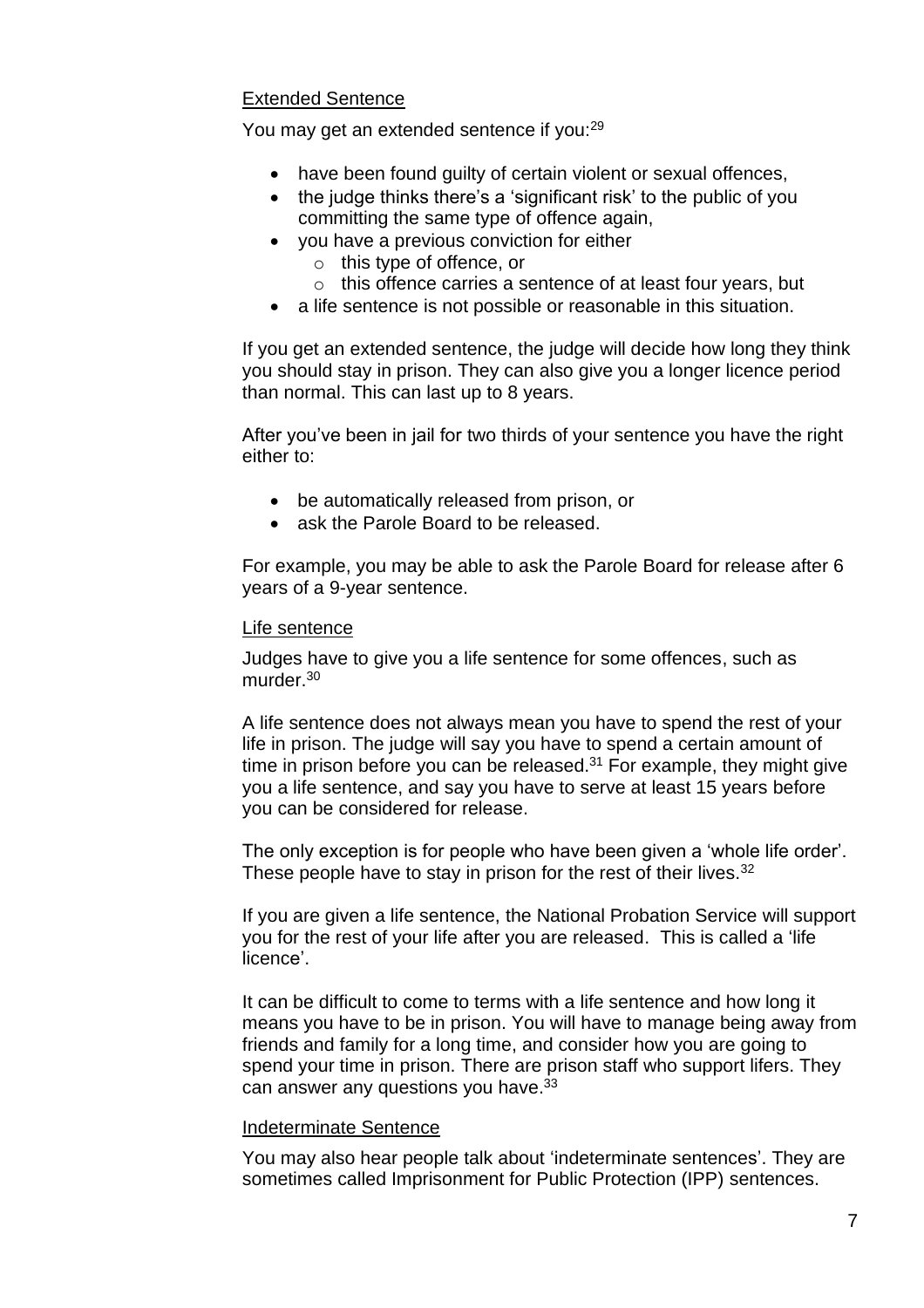### Extended Sentence

You may get an extended sentence if you:[29]

- have been found guilty of certain violent or sexual offences,
- the judge thinks there's a 'significant risk' to the public of you committing the same type of offence again,
- you have a previous conviction for either
  - this type of offence, or
  - this offence carries a sentence of at least four years, but
- a life sentence is not possible or reasonable in this situation.

If you get an extended sentence, the judge will decide how long they think you should stay in prison. They can also give you a longer licence period than normal. This can last up to 8 years.

After you've been in jail for two thirds of your sentence you have the right either to:

- be automatically released from prison, or
- ask the Parole Board to be released.

For example, you may be able to ask the Parole Board for release after 6 years of a 9-year sentence.

### Life sentence

Judges have to give you a life sentence for some offences, such as murder.[30]

A life sentence does not always mean you have to spend the rest of your life in prison. The judge will say you have to spend a certain amount of time in prison before you can be released.[31] For example, they might give you a life sentence, and say you have to serve at least 15 years before you can be considered for release.

The only exception is for people who have been given a 'whole life order'. These people have to stay in prison for the rest of their lives.[32]

If you are given a life sentence, the National Probation Service will support you for the rest of your life after you are released. This is called a 'life licence'.

It can be difficult to come to terms with a life sentence and how long it means you have to be in prison. You will have to manage being away from friends and family for a long time, and consider how you are going to spend your time in prison. There are prison staff who support lifers. They can answer any questions you have.[33]

### Indeterminate Sentence

You may also hear people talk about 'indeterminate sentences'. They are sometimes called Imprisonment for Public Protection (IPP) sentences.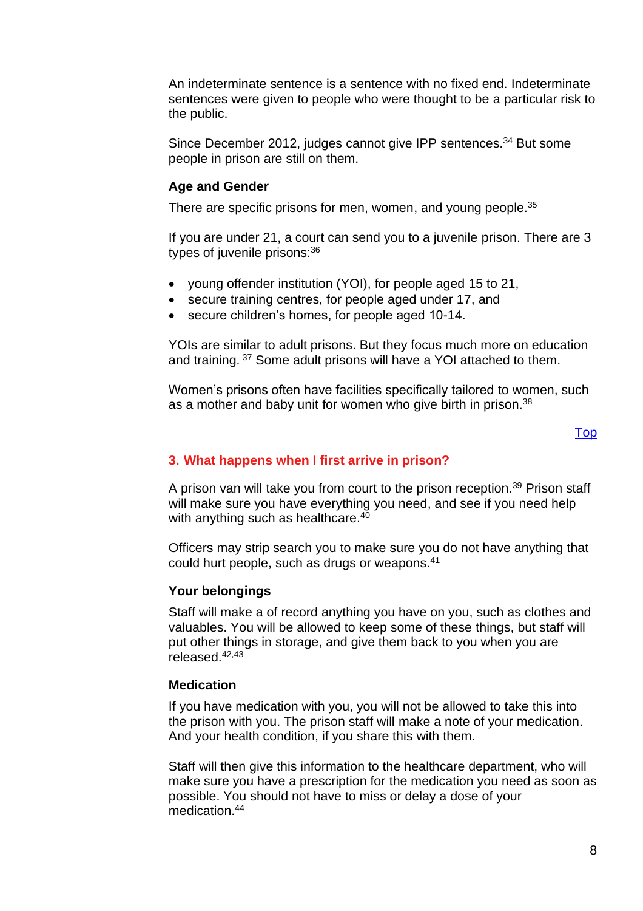An indeterminate sentence is a sentence with no fixed end. Indeterminate sentences were given to people who were thought to be a particular risk to the public.

Since December 2012, judges cannot give IPP sentences.[34] But some people in prison are still on them.

### Age and Gender

There are specific prisons for men, women, and young people.[35]

If you are under 21, a court can send you to a juvenile prison. There are 3 types of juvenile prisons:[36]

- young offender institution (YOI), for people aged 15 to 21,
- secure training centres, for people aged under 17, and
- secure children's homes, for people aged 10-14.

YOIs are similar to adult prisons. But they focus much more on education and training. [37] Some adult prisons will have a YOI attached to them.

Women's prisons often have facilities specifically tailored to women, such as a mother and baby unit for women who give birth in prison.[38]

Top

## 3. What happens when I first arrive in prison?

A prison van will take you from court to the prison reception.[39] Prison staff will make sure you have everything you need, and see if you need help with anything such as healthcare.[40]

Officers may strip search you to make sure you do not have anything that could hurt people, such as drugs or weapons.[41]

### Your belongings

Staff will make a of record anything you have on you, such as clothes and valuables. You will be allowed to keep some of these things, but staff will put other things in storage, and give them back to you when you are released.[42,43]

### Medication

If you have medication with you, you will not be allowed to take this into the prison with you. The prison staff will make a note of your medication. And your health condition, if you share this with them.

Staff will then give this information to the healthcare department, who will make sure you have a prescription for the medication you need as soon as possible. You should not have to miss or delay a dose of your medication.[44]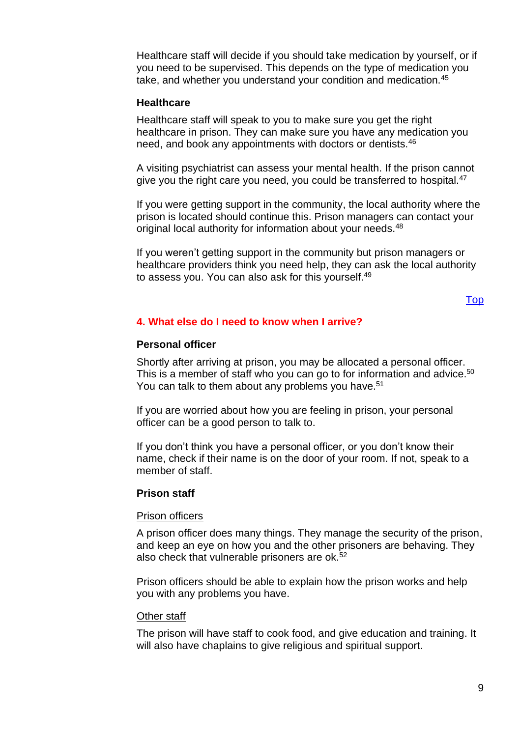Healthcare staff will decide if you should take medication by yourself, or if you need to be supervised. This depends on the type of medication you take, and whether you understand your condition and medication.[45]

### Healthcare

Healthcare staff will speak to you to make sure you get the right healthcare in prison. They can make sure you have any medication you need, and book any appointments with doctors or dentists.[46]

A visiting psychiatrist can assess your mental health. If the prison cannot give you the right care you need, you could be transferred to hospital.[47]

If you were getting support in the community, the local authority where the prison is located should continue this. Prison managers can contact your original local authority for information about your needs.[48]

If you weren't getting support in the community but prison managers or healthcare providers think you need help, they can ask the local authority to assess you. You can also ask for this yourself.[49]

Top

## 4. What else do I need to know when I arrive?

### Personal officer

Shortly after arriving at prison, you may be allocated a personal officer. This is a member of staff who you can go to for information and advice.[50] You can talk to them about any problems you have.[51]

If you are worried about how you are feeling in prison, your personal officer can be a good person to talk to.

If you don't think you have a personal officer, or you don't know their name, check if their name is on the door of your room. If not, speak to a member of staff.

### Prison staff

#### Prison officers

A prison officer does many things. They manage the security of the prison, and keep an eye on how you and the other prisoners are behaving. They also check that vulnerable prisoners are ok.[52]

Prison officers should be able to explain how the prison works and help you with any problems you have.

#### Other staff

The prison will have staff to cook food, and give education and training. It will also have chaplains to give religious and spiritual support.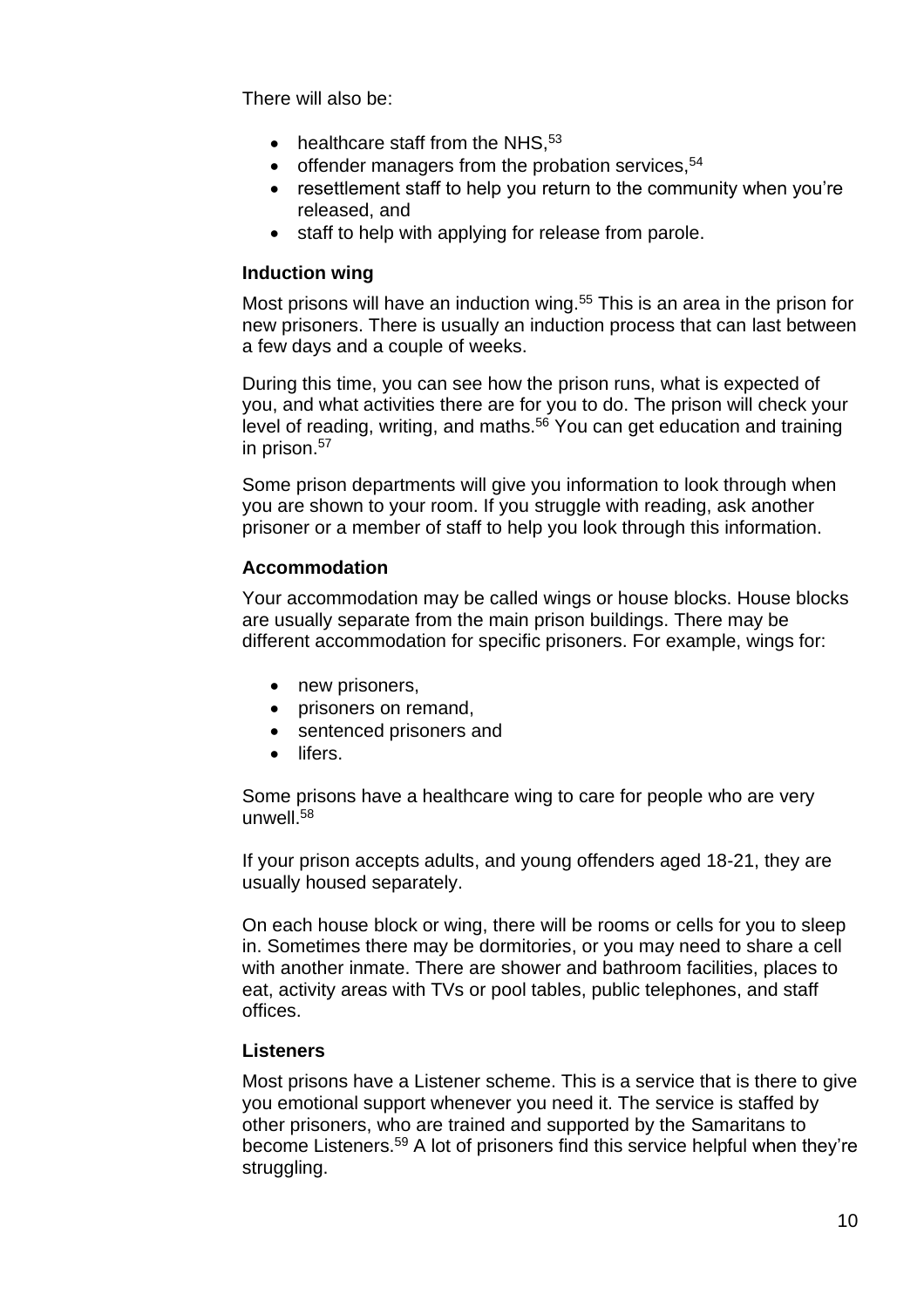There will also be:

- healthcare staff from the NHS,[53]
- offender managers from the probation services,[54]
- resettlement staff to help you return to the community when you're released, and
- staff to help with applying for release from parole.

### Induction wing

Most prisons will have an induction wing.[55] This is an area in the prison for new prisoners. There is usually an induction process that can last between a few days and a couple of weeks.

During this time, you can see how the prison runs, what is expected of you, and what activities there are for you to do. The prison will check your level of reading, writing, and maths.[56] You can get education and training in prison.[57]

Some prison departments will give you information to look through when you are shown to your room. If you struggle with reading, ask another prisoner or a member of staff to help you look through this information.

### Accommodation

Your accommodation may be called wings or house blocks. House blocks are usually separate from the main prison buildings. There may be different accommodation for specific prisoners. For example, wings for:

- new prisoners,
- prisoners on remand,
- sentenced prisoners and
- lifers.

Some prisons have a healthcare wing to care for people who are very unwell.[58]

If your prison accepts adults, and young offenders aged 18-21, they are usually housed separately.

On each house block or wing, there will be rooms or cells for you to sleep in. Sometimes there may be dormitories, or you may need to share a cell with another inmate. There are shower and bathroom facilities, places to eat, activity areas with TVs or pool tables, public telephones, and staff offices.

### Listeners

Most prisons have a Listener scheme. This is a service that is there to give you emotional support whenever you need it. The service is staffed by other prisoners, who are trained and supported by the Samaritans to become Listeners.[59] A lot of prisoners find this service helpful when they're struggling.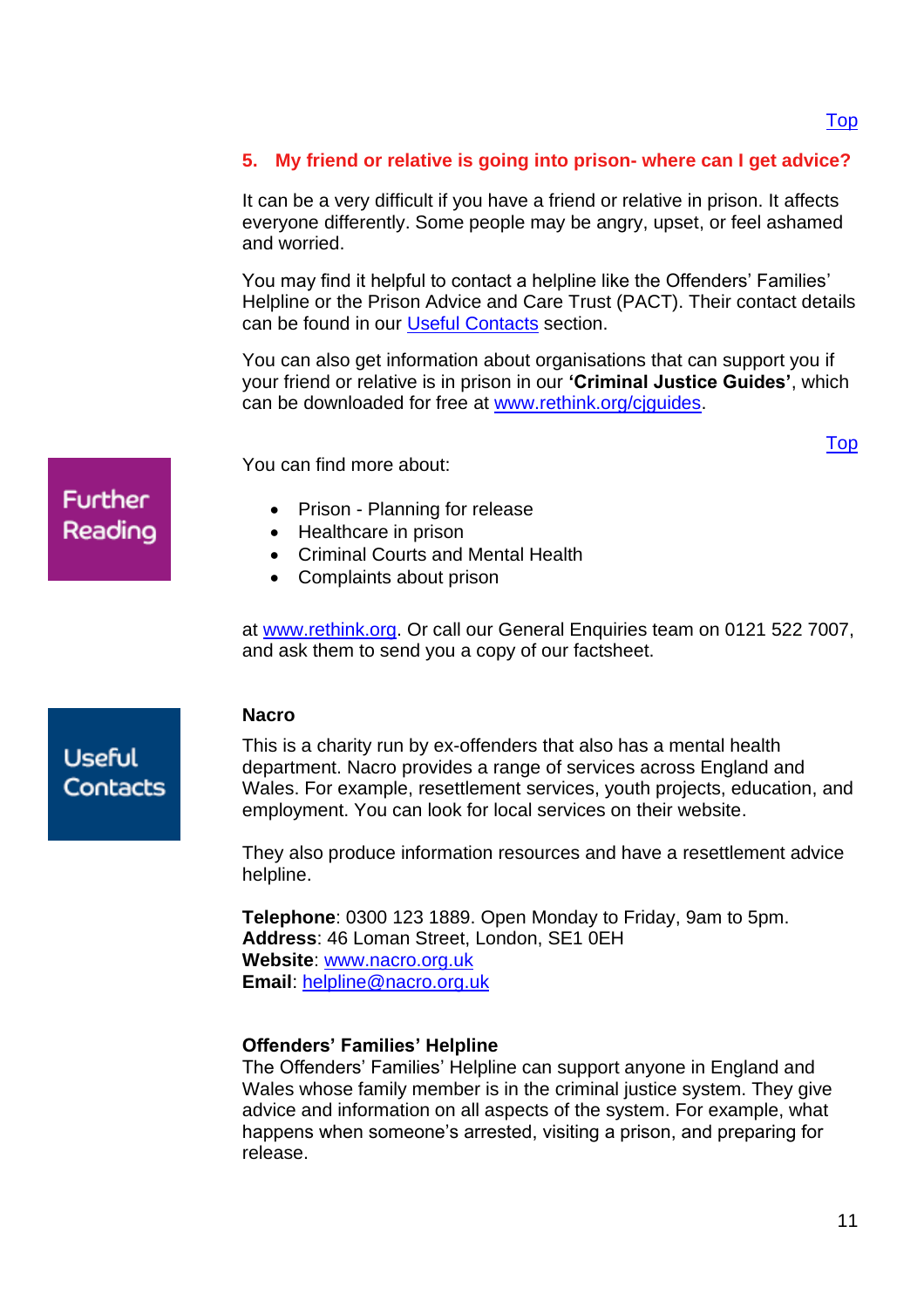[Top](#)

## 5. My friend or relative is going into prison- where can I get advice?

It can be a very difficult if you have a friend or relative in prison. It affects everyone differently. Some people may be angry, upset, or feel ashamed and worried.

You may find it helpful to contact a helpline like the Offenders' Families' Helpline or the Prison Advice and Care Trust (PACT). Their contact details can be found in our [Useful Contacts](#) section.

You can also get information about organisations that can support you if your friend or relative is in prison in our **'Criminal Justice Guides'**, which can be downloaded for free at [www.rethink.org/cjguides](http://www.rethink.org/cjguides).

[Top](#)

**Further Reading**

You can find more about:

- Prison - Planning for release
- Healthcare in prison
- Criminal Courts and Mental Health
- Complaints about prison

at [www.rethink.org](http://www.rethink.org). Or call our General Enquiries team on 0121 522 7007, and ask them to send you a copy of our factsheet.

**Useful Contacts**

**Nacro**

This is a charity run by ex-offenders that also has a mental health department. Nacro provides a range of services across England and Wales. For example, resettlement services, youth projects, education, and employment. You can look for local services on their website.

They also produce information resources and have a resettlement advice helpline.

**Telephone**: 0300 123 1889. Open Monday to Friday, 9am to 5pm.
**Address**: 46 Loman Street, London, SE1 0EH
**Website**: [www.nacro.org.uk](http://www.nacro.org.uk)
**Email**: [helpline@nacro.org.uk](mailto:helpline@nacro.org.uk)

**Offenders' Families' Helpline**

The Offenders' Families' Helpline can support anyone in England and Wales whose family member is in the criminal justice system. They give advice and information on all aspects of the system. For example, what happens when someone's arrested, visiting a prison, and preparing for release.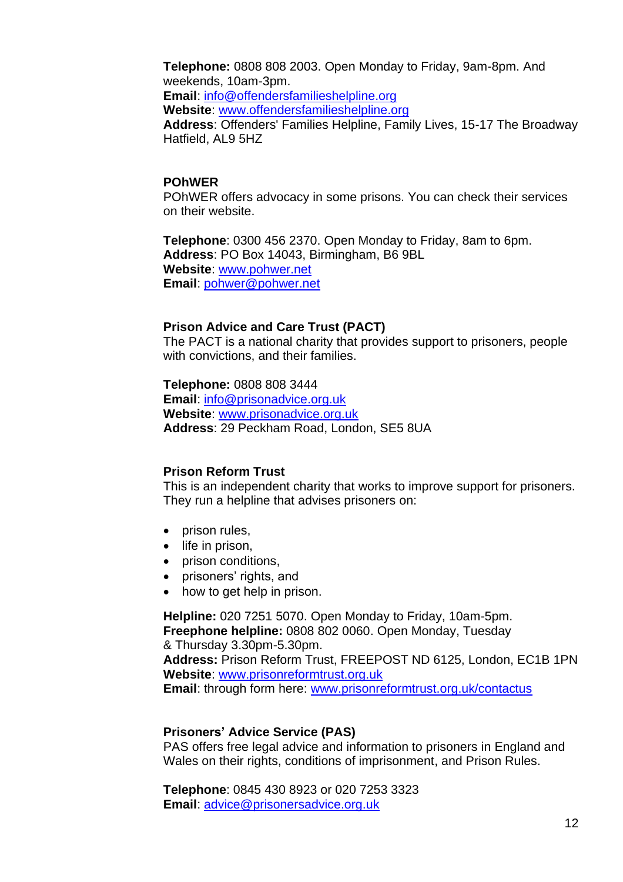**Telephone:** 0808 808 2003. Open Monday to Friday, 9am-8pm. And weekends, 10am-3pm.
**Email**: info@offendersfamilieshelpline.org
**Website**: www.offendersfamilieshelpline.org
**Address**: Offenders' Families Helpline, Family Lives, 15-17 The Broadway Hatfield, AL9 5HZ

### POhWER

POhWER offers advocacy in some prisons. You can check their services on their website.

**Telephone**: 0300 456 2370. Open Monday to Friday, 8am to 6pm.
**Address**: PO Box 14043, Birmingham, B6 9BL
**Website**: www.pohwer.net
**Email**: pohwer@pohwer.net

### Prison Advice and Care Trust (PACT)

The PACT is a national charity that provides support to prisoners, people with convictions, and their families.

**Telephone:** 0808 808 3444
**Email**: info@prisonadvice.org.uk
**Website**: www.prisonadvice.org.uk
**Address**: 29 Peckham Road, London, SE5 8UA

### Prison Reform Trust

This is an independent charity that works to improve support for prisoners. They run a helpline that advises prisoners on:

- prison rules,
- life in prison,
- prison conditions,
- prisoners' rights, and
- how to get help in prison.

**Helpline:** 020 7251 5070. Open Monday to Friday, 10am-5pm.
**Freephone helpline:** 0808 802 0060. Open Monday, Tuesday & Thursday 3.30pm-5.30pm.
**Address:** Prison Reform Trust, FREEPOST ND 6125, London, EC1B 1PN
**Website**: www.prisonreformtrust.org.uk
**Email**: through form here: www.prisonreformtrust.org.uk/contactus

### Prisoners' Advice Service (PAS)

PAS offers free legal advice and information to prisoners in England and Wales on their rights, conditions of imprisonment, and Prison Rules.

**Telephone**: 0845 430 8923 or 020 7253 3323
**Email**: advice@prisonersadvice.org.uk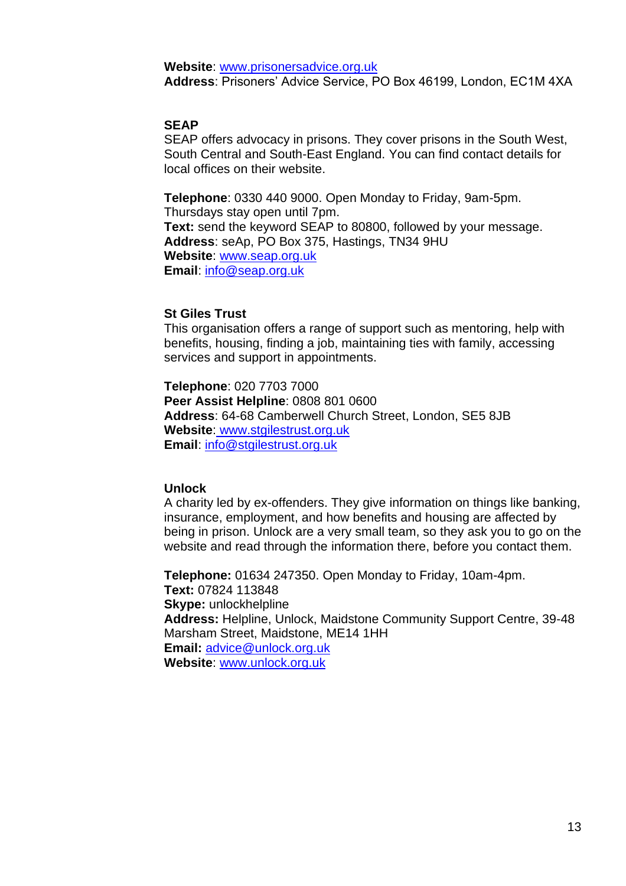**Website**: www.prisonersadvice.org.uk
**Address**: Prisoners' Advice Service, PO Box 46199, London, EC1M 4XA

### SEAP

SEAP offers advocacy in prisons. They cover prisons in the South West, South Central and South-East England. You can find contact details for local offices on their website.

**Telephone**: 0330 440 9000. Open Monday to Friday, 9am-5pm. Thursdays stay open until 7pm.
**Text:** send the keyword SEAP to 80800, followed by your message.
**Address**: seAp, PO Box 375, Hastings, TN34 9HU
**Website**: www.seap.org.uk
**Email**: info@seap.org.uk

### St Giles Trust

This organisation offers a range of support such as mentoring, help with benefits, housing, finding a job, maintaining ties with family, accessing services and support in appointments.

**Telephone**: 020 7703 7000
**Peer Assist Helpline**: 0808 801 0600
**Address**: 64-68 Camberwell Church Street, London, SE5 8JB
**Website**: www.stgilestrust.org.uk
**Email**: info@stgilestrust.org.uk

### Unlock

A charity led by ex-offenders. They give information on things like banking, insurance, employment, and how benefits and housing are affected by being in prison. Unlock are a very small team, so they ask you to go on the website and read through the information there, before you contact them.

**Telephone:** 01634 247350. Open Monday to Friday, 10am-4pm.
**Text:** 07824 113848
**Skype:** unlockhelpline
**Address:** Helpline, Unlock, Maidstone Community Support Centre, 39-48 Marsham Street, Maidstone, ME14 1HH
**Email:** advice@unlock.org.uk
**Website**: www.unlock.org.uk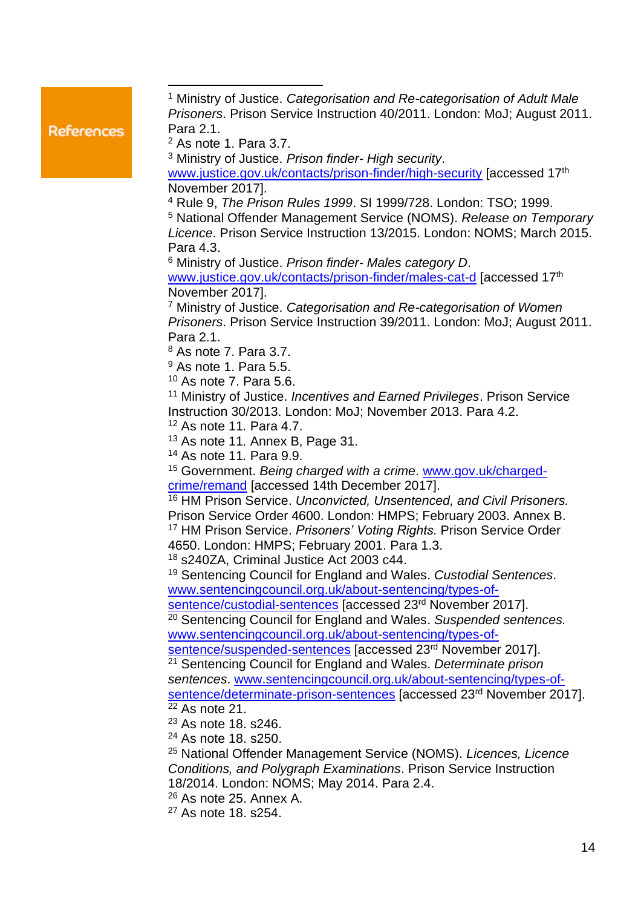## References

[1] Ministry of Justice. *Categorisation and Re-categorisation of Adult Male Prisoners*. Prison Service Instruction 40/2011. London: MoJ; August 2011. Para 2.1.
[2] As note 1. Para 3.7.
[3] Ministry of Justice. *Prison finder- High security*. www.justice.gov.uk/contacts/prison-finder/high-security [accessed 17th November 2017].
[4] Rule 9, *The Prison Rules 1999*. SI 1999/728. London: TSO; 1999.
[5] National Offender Management Service (NOMS). *Release on Temporary Licence*. Prison Service Instruction 13/2015. London: NOMS; March 2015. Para 4.3.
[6] Ministry of Justice. *Prison finder- Males category D*. www.justice.gov.uk/contacts/prison-finder/males-cat-d [accessed 17th November 2017].
[7] Ministry of Justice. *Categorisation and Re-categorisation of Women Prisoners*. Prison Service Instruction 39/2011. London: MoJ; August 2011. Para 2.1.
[8] As note 7. Para 3.7.
[9] As note 1. Para 5.5.
[10] As note 7. Para 5.6.
[11] Ministry of Justice. *Incentives and Earned Privileges*. Prison Service Instruction 30/2013. London: MoJ; November 2013. Para 4.2.
[12] As note 11*.* Para 4.7.
[13] As note 11*.* Annex B, Page 31.
[14] As note 11. Para 9.9.
[15] Government. *Being charged with a crime*. www.gov.uk/charged-crime/remand [accessed 14th December 2017].
[16] HM Prison Service. *Unconvicted, Unsentenced, and Civil Prisoners.* Prison Service Order 4600. London: HMPS; February 2003. Annex B.
[17] HM Prison Service. *Prisoners' Voting Rights.* Prison Service Order 4650. London: HMPS; February 2001. Para 1.3.
[18] s240ZA, Criminal Justice Act 2003 c44.
[19] Sentencing Council for England and Wales. *Custodial Sentences*. www.sentencingcouncil.org.uk/about-sentencing/types-of-sentence/custodial-sentences [accessed 23rd November 2017].
[20] Sentencing Council for England and Wales. *Suspended sentences.* www.sentencingcouncil.org.uk/about-sentencing/types-of-sentence/suspended-sentences [accessed 23rd November 2017].
[21] Sentencing Council for England and Wales. *Determinate prison sentences*. www.sentencingcouncil.org.uk/about-sentencing/types-of-sentence/determinate-prison-sentences [accessed 23rd November 2017].
[22] As note 21.
[23] As note 18. s246.
[24] As note 18. s250.
[25] National Offender Management Service (NOMS). *Licences, Licence Conditions, and Polygraph Examinations*. Prison Service Instruction 18/2014. London: NOMS; May 2014. Para 2.4.
[26] As note 25. Annex A.
[27] As note 18. s254.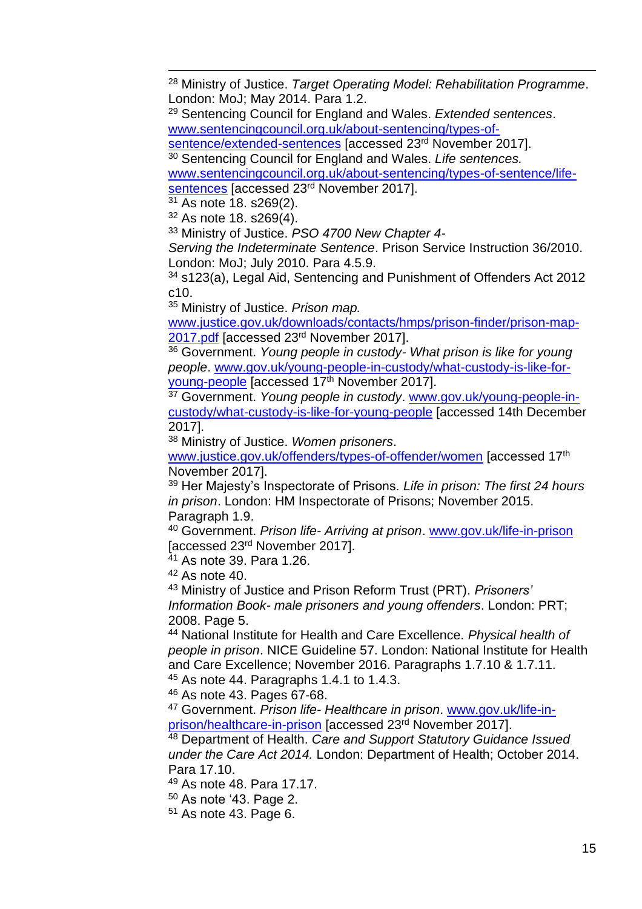[28] Ministry of Justice. *Target Operating Model: Rehabilitation Programme*. London: MoJ; May 2014. Para 1.2.

[29] Sentencing Council for England and Wales. *Extended sentences*. www.sentencingcouncil.org.uk/about-sentencing/types-of-sentence/extended-sentences [accessed 23rd November 2017].

[30] Sentencing Council for England and Wales. *Life sentences.* www.sentencingcouncil.org.uk/about-sentencing/types-of-sentence/life-sentences [accessed 23rd November 2017].

[31] As note 18. s269(2).

[32] As note 18. s269(4).

[33] Ministry of Justice. *PSO 4700 New Chapter 4- Serving the Indeterminate Sentence*. Prison Service Instruction 36/2010. London: MoJ; July 2010. Para 4.5.9.

[34] s123(a), Legal Aid, Sentencing and Punishment of Offenders Act 2012 c10.

[35] Ministry of Justice. *Prison map.* www.justice.gov.uk/downloads/contacts/hmps/prison-finder/prison-map-2017.pdf [accessed 23rd November 2017].

[36] Government. *Young people in custody- What prison is like for young people*. www.gov.uk/young-people-in-custody/what-custody-is-like-for-young-people [accessed 17th November 2017].

[37] Government. *Young people in custody*. www.gov.uk/young-people-in-custody/what-custody-is-like-for-young-people [accessed 14th December 2017].

[38] Ministry of Justice. *Women prisoners*. www.justice.gov.uk/offenders/types-of-offender/women [accessed 17th November 2017].

[39] Her Majesty's Inspectorate of Prisons. *Life in prison: The first 24 hours in prison*. London: HM Inspectorate of Prisons; November 2015. Paragraph 1.9.

[40] Government. *Prison life- Arriving at prison*. www.gov.uk/life-in-prison [accessed 23rd November 2017].

[41] As note 39. Para 1.26.

[42] As note 40.

[43] Ministry of Justice and Prison Reform Trust (PRT). *Prisoners' Information Book- male prisoners and young offenders*. London: PRT; 2008. Page 5.

[44] National Institute for Health and Care Excellence. *Physical health of people in prison*. NICE Guideline 57. London: National Institute for Health and Care Excellence; November 2016. Paragraphs 1.7.10 & 1.7.11.

[45] As note 44. Paragraphs 1.4.1 to 1.4.3.

[46] As note 43. Pages 67-68.

[47] Government. *Prison life- Healthcare in prison*. www.gov.uk/life-in-prison/healthcare-in-prison [accessed 23rd November 2017].

[48] Department of Health. *Care and Support Statutory Guidance Issued under the Care Act 2014.* London: Department of Health; October 2014. Para 17.10.

[49] As note 48. Para 17.17.

[50] As note '43. Page 2.

[51] As note 43. Page 6.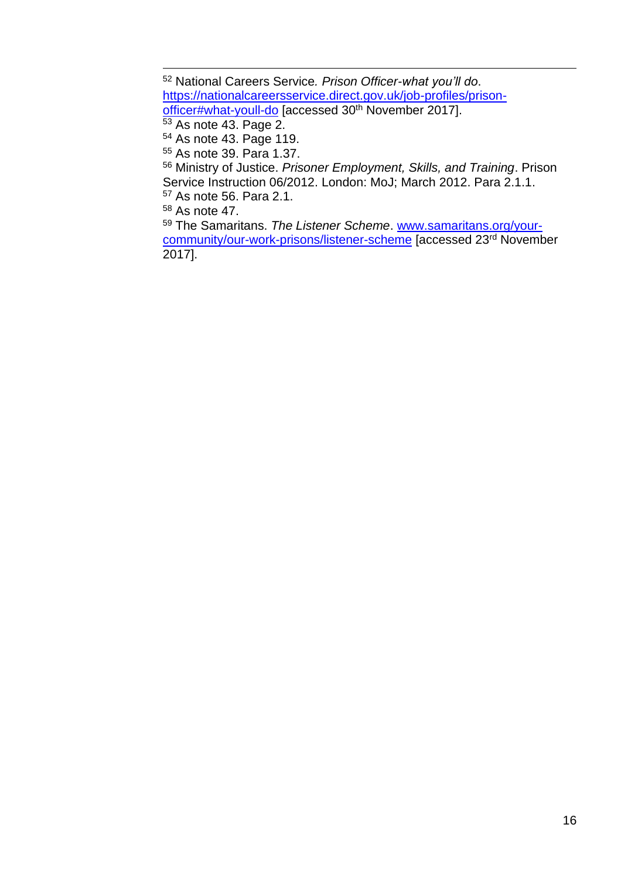[52] National Careers Service. *Prison Officer-what you'll do*. [https://nationalcareersservice.direct.gov.uk/job-profiles/prison-officer#what-youll-do](https://nationalcareersservice.direct.gov.uk/job-profiles/prison-officer#what-youll-do) [accessed 30th November 2017].

[53] As note 43. Page 2.

[54] As note 43. Page 119.

[55] As note 39. Para 1.37.

[56] Ministry of Justice. *Prisoner Employment, Skills, and Training*. Prison Service Instruction 06/2012. London: MoJ; March 2012. Para 2.1.1.

[57] As note 56. Para 2.1.

[58] As note 47.

[59] The Samaritans. *The Listener Scheme*. [www.samaritans.org/your-community/our-work-prisons/listener-scheme](www.samaritans.org/your-community/our-work-prisons/listener-scheme) [accessed 23rd November 2017].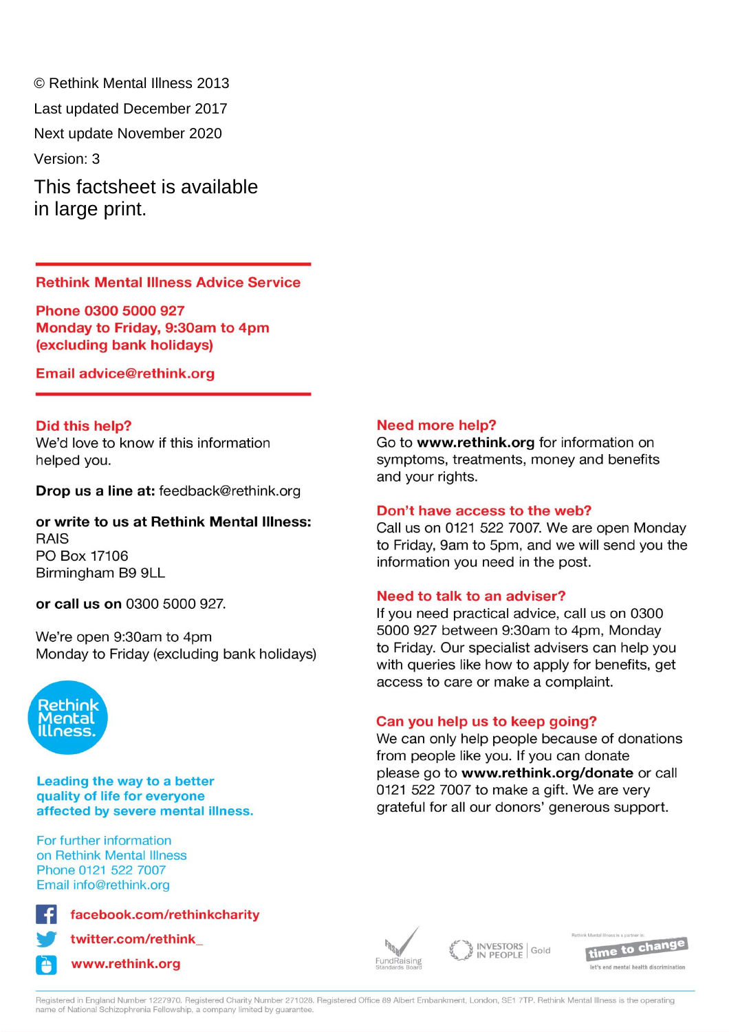© Rethink Mental Illness 2013

Last updated December 2017

Next update November 2020

Version: 3

This factsheet is available in large print.

**Rethink Mental Illness Advice Service**

**Phone 0300 5000 927**
**Monday to Friday, 9:30am to 4pm**
**(excluding bank holidays)**

**Email advice@rethink.org**

**Did this help?**
We'd love to know if this information helped you.

**Drop us a line at:** feedback@rethink.org

**or write to us at Rethink Mental Illness:**
RAIS
PO Box 17106
Birmingham B9 9LL

**or call us on** 0300 5000 927.

We're open 9:30am to 4pm
Monday to Friday (excluding bank holidays)

Rethink Mental Illness.

**Leading the way to a better quality of life for everyone affected by severe mental illness.**

For further information on Rethink Mental Illness
Phone 0121 522 7007
Email info@rethink.org

**facebook.com/rethinkcharity**

**twitter.com/rethink_**

**www.rethink.org**

**Need more help?**
Go to **www.rethink.org** for information on symptoms, treatments, money and benefits and your rights.

**Don't have access to the web?**
Call us on 0121 522 7007. We are open Monday to Friday, 9am to 5pm, and we will send you the information you need in the post.

**Need to talk to an adviser?**
If you need practical advice, call us on 0300 5000 927 between 9:30am to 4pm, Monday to Friday. Our specialist advisers can help you with queries like how to apply for benefits, get access to care or make a complaint.

**Can you help us to keep going?**
We can only help people because of donations from people like you. If you can donate please go to **www.rethink.org/donate** or call 0121 522 7007 to make a gift. We are very grateful for all our donors' generous support.

FundRaising Standards Board

INVESTORS IN PEOPLE | Gold

Rethink Mental Illness is a partner in time to change — let's end mental health discrimination

Registered in England Number 1227970. Registered Charity Number 271028. Registered Office 89 Albert Embankment, London, SE1 7TP. Rethink Mental Illness is the operating name of National Schizophrenia Fellowship, a company limited by guarantee.